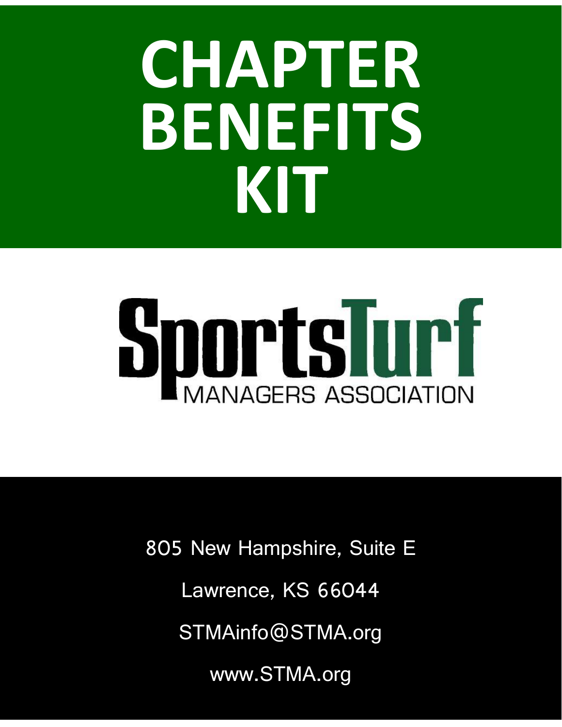# CHAPTER BENEFITS KIT

SportsTurf MANAGERS ASSOCIATION

805 New Hampshire, Suite E

Lawrence, KS 66044

STMAinfo@STMA.org

www.STMA.org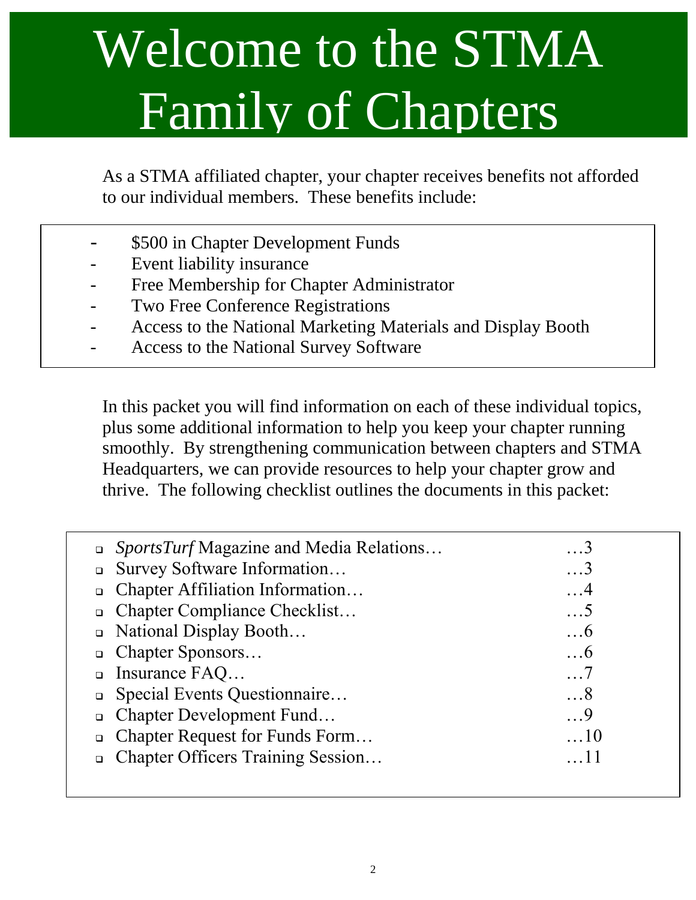# Welcome to the STMA Family of Chapters

As a STMA affiliated chapter, your chapter receives benefits not afforded to our individual members. These benefits include:

- $500 in Chapter Development Funds
- Event liability insurance
- Free Membership for Chapter Administrator
- Two Free Conference Registrations
- Access to the National Marketing Materials and Display Booth
- Access to the National Survey Software

In this packet you will find information on each of these individual topics, plus some additional information to help you keep your chapter running smoothly. By strengthening communication between chapters and STMA Headquarters, we can provide resources to help your chapter grow and thrive. The following checklist outlines the documents in this packet:

- *SportsTurf* Magazine and Media Relations… …3
- Survey Software Information… …3
- Chapter Affiliation Information… …4
- Chapter Compliance Checklist… …5
- National Display Booth… …6
- Chapter Sponsors… …6
- Insurance FAQ… …7
- Special Events Questionnaire… …8
- Chapter Development Fund… …9
- Chapter Request for Funds Form… …10
- Chapter Officers Training Session… …11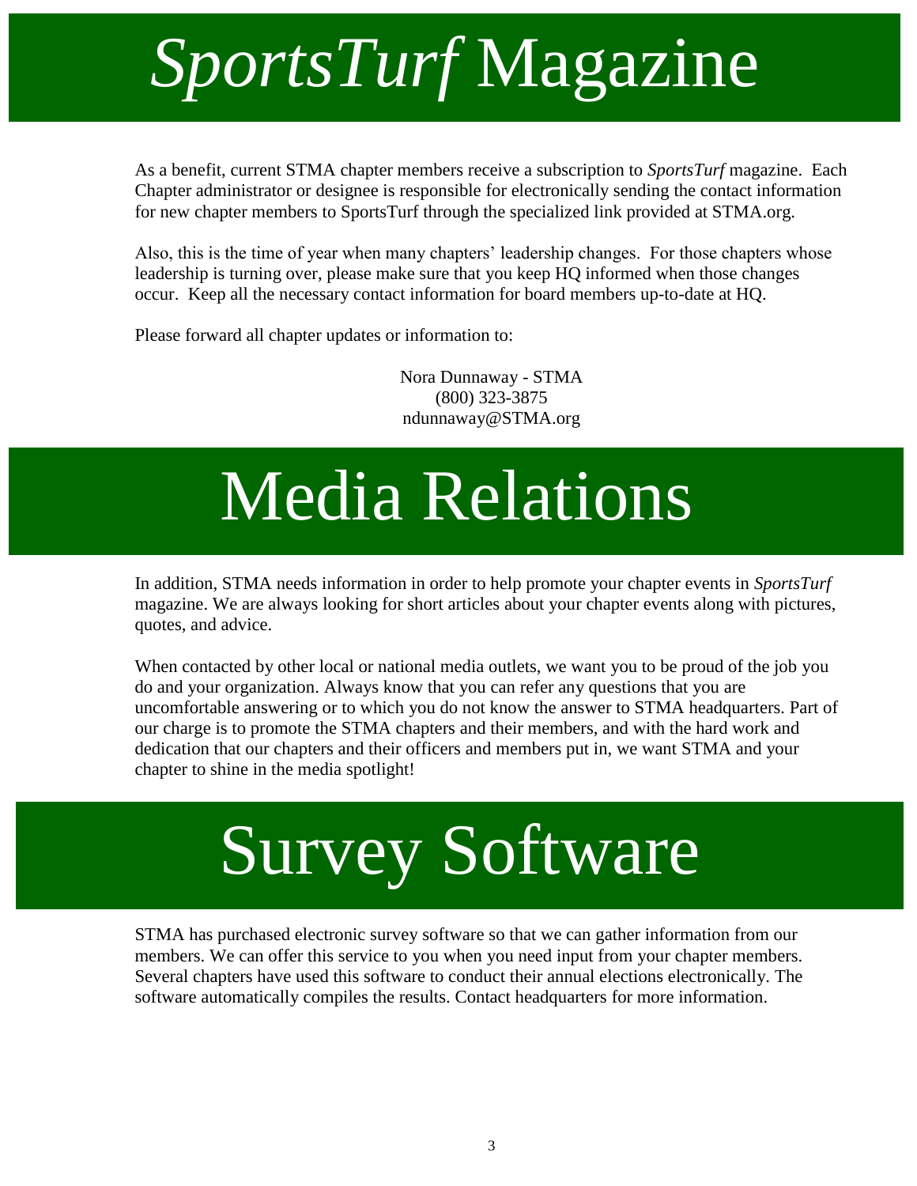# *SportsTurf* Magazine

As a benefit, current STMA chapter members receive a subscription to *SportsTurf* magazine. Each Chapter administrator or designee is responsible for electronically sending the contact information for new chapter members to SportsTurf through the specialized link provided at STMA.org.

Also, this is the time of year when many chapters' leadership changes. For those chapters whose leadership is turning over, please make sure that you keep HQ informed when those changes occur. Keep all the necessary contact information for board members up-to-date at HQ.

Please forward all chapter updates or information to:

Nora Dunnaway - STMA
(800) 323-3875
ndunnaway@STMA.org

# Media Relations

In addition, STMA needs information in order to help promote your chapter events in *SportsTurf* magazine. We are always looking for short articles about your chapter events along with pictures, quotes, and advice.

When contacted by other local or national media outlets, we want you to be proud of the job you do and your organization. Always know that you can refer any questions that you are uncomfortable answering or to which you do not know the answer to STMA headquarters. Part of our charge is to promote the STMA chapters and their members, and with the hard work and dedication that our chapters and their officers and members put in, we want STMA and your chapter to shine in the media spotlight!

# Survey Software

STMA has purchased electronic survey software so that we can gather information from our members. We can offer this service to you when you need input from your chapter members. Several chapters have used this software to conduct their annual elections electronically. The software automatically compiles the results. Contact headquarters for more information.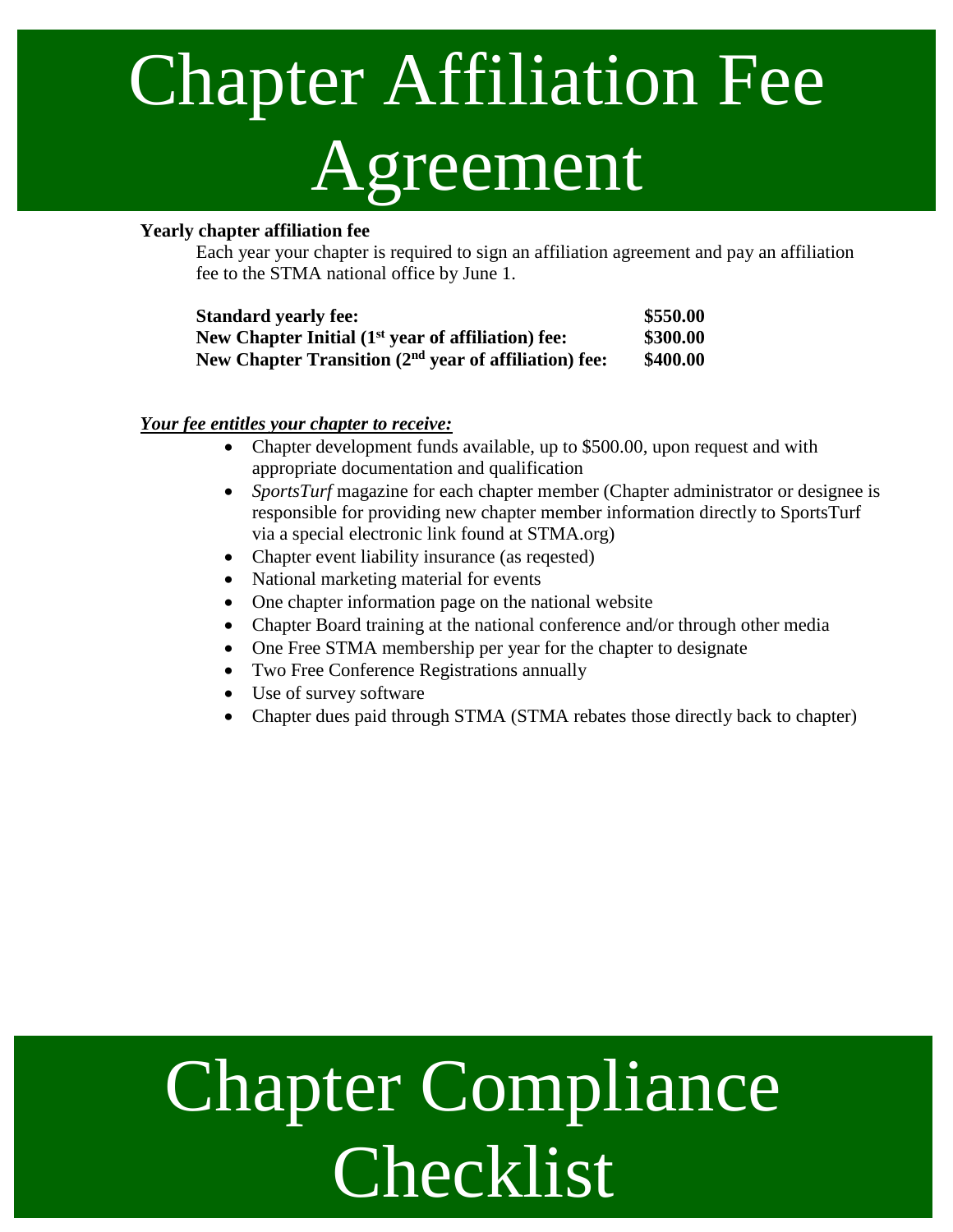# Chapter Affiliation Fee Agreement

**Yearly chapter affiliation fee**

Each year your chapter is required to sign an affiliation agreement and pay an affiliation fee to the STMA national office by June 1.

| | |
|---|---|
| **Standard yearly fee:** | **$550.00** |
| **New Chapter Initial (1st year of affiliation) fee:** | **$300.00** |
| **New Chapter Transition (2nd year of affiliation) fee:** | **$400.00** |

***Your fee entitles your chapter to receive:***

- Chapter development funds available, up to $500.00, upon request and with appropriate documentation and qualification
- *SportsTurf* magazine for each chapter member (Chapter administrator or designee is responsible for providing new chapter member information directly to SportsTurf via a special electronic link found at STMA.org)
- Chapter event liability insurance (as reqested)
- National marketing material for events
- One chapter information page on the national website
- Chapter Board training at the national conference and/or through other media
- One Free STMA membership per year for the chapter to designate
- Two Free Conference Registrations annually
- Use of survey software
- Chapter dues paid through STMA (STMA rebates those directly back to chapter)

# Chapter Compliance Checklist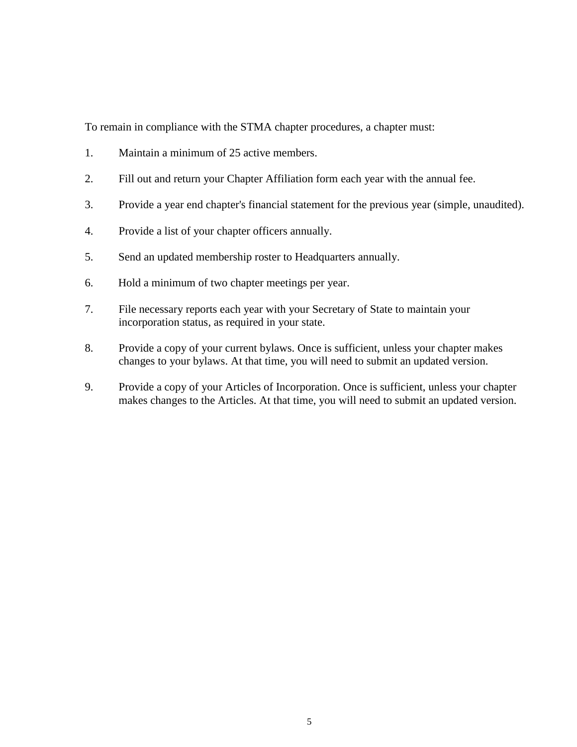To remain in compliance with the STMA chapter procedures, a chapter must:

1. Maintain a minimum of 25 active members.
2. Fill out and return your Chapter Affiliation form each year with the annual fee.
3. Provide a year end chapter's financial statement for the previous year (simple, unaudited).
4. Provide a list of your chapter officers annually.
5. Send an updated membership roster to Headquarters annually.
6. Hold a minimum of two chapter meetings per year.
7. File necessary reports each year with your Secretary of State to maintain your incorporation status, as required in your state.
8. Provide a copy of your current bylaws. Once is sufficient, unless your chapter makes changes to your bylaws. At that time, you will need to submit an updated version.
9. Provide a copy of your Articles of Incorporation. Once is sufficient, unless your chapter makes changes to the Articles. At that time, you will need to submit an updated version.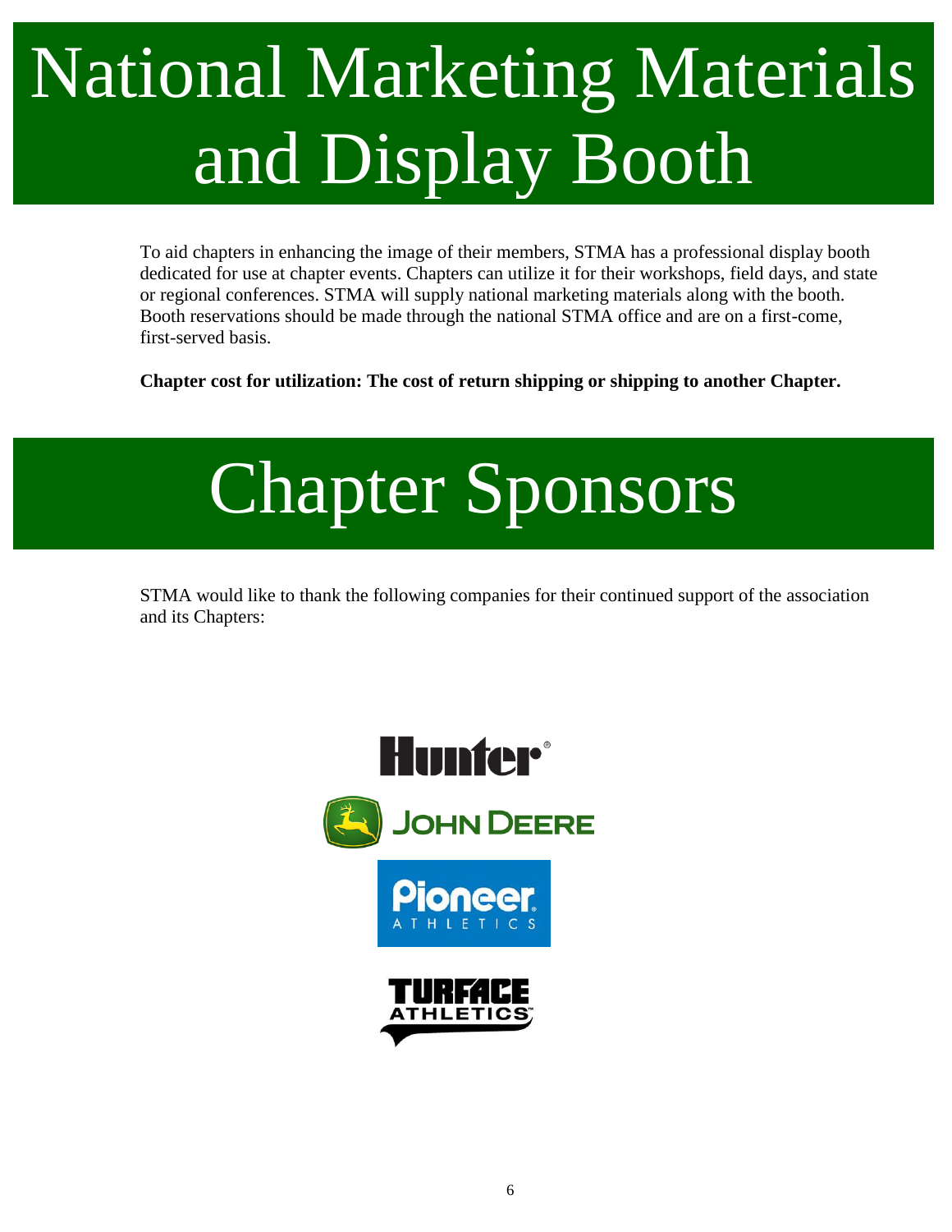# National Marketing Materials and Display Booth

To aid chapters in enhancing the image of their members, STMA has a professional display booth dedicated for use at chapter events. Chapters can utilize it for their workshops, field days, and state or regional conferences. STMA will supply national marketing materials along with the booth. Booth reservations should be made through the national STMA office and are on a first-come, first-served basis.

**Chapter cost for utilization: The cost of return shipping or shipping to another Chapter.**

# Chapter Sponsors

STMA would like to thank the following companies for their continued support of the association and its Chapters: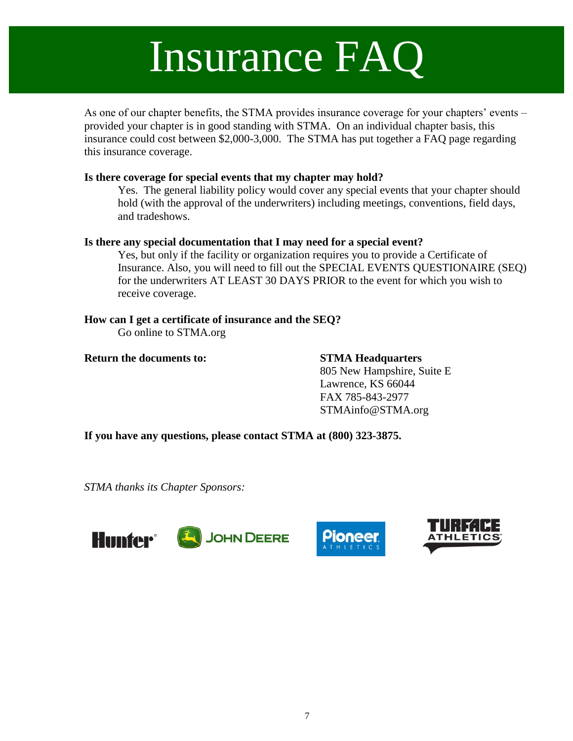# Insurance FAQ

As one of our chapter benefits, the STMA provides insurance coverage for your chapters' events – provided your chapter is in good standing with STMA. On an individual chapter basis, this insurance could cost between $2,000-3,000. The STMA has put together a FAQ page regarding this insurance coverage.

**Is there coverage for special events that my chapter may hold?**

Yes. The general liability policy would cover any special events that your chapter should hold (with the approval of the underwriters) including meetings, conventions, field days, and tradeshows.

**Is there any special documentation that I may need for a special event?**

Yes, but only if the facility or organization requires you to provide a Certificate of Insurance. Also, you will need to fill out the SPECIAL EVENTS QUESTIONAIRE (SEQ) for the underwriters AT LEAST 30 DAYS PRIOR to the event for which you wish to receive coverage.

**How can I get a certificate of insurance and the SEQ?**

Go online to STMA.org

**Return the documents to:**

**STMA Headquarters**
805 New Hampshire, Suite E
Lawrence, KS 66044
FAX 785-843-2977
STMAinfo@STMA.org

**If you have any questions, please contact STMA at (800) 323-3875.**

*STMA thanks its Chapter Sponsors:*

Hunter | John Deere | Pioneer Athletics | Turface Athletics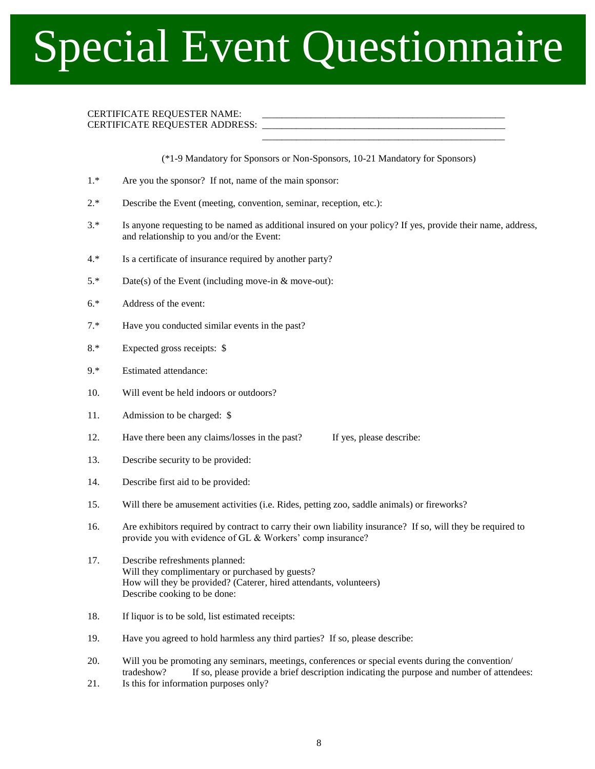# Special Event Questionnaire

CERTIFICATE REQUESTER NAME: ____________________________________________________

CERTIFICATE REQUESTER ADDRESS: ____________________________________________________

____________________________________________________

(*1-9 Mandatory for Sponsors or Non-Sponsors, 10-21 Mandatory for Sponsors)

1.* Are you the sponsor? If not, name of the main sponsor:

2.* Describe the Event (meeting, convention, seminar, reception, etc.):

3.* Is anyone requesting to be named as additional insured on your policy? If yes, provide their name, address, and relationship to you and/or the Event:

4.* Is a certificate of insurance required by another party?

5.* Date(s) of the Event (including move-in & move-out):

6.* Address of the event:

7.* Have you conducted similar events in the past?

8.* Expected gross receipts: $

9.* Estimated attendance:

10. Will event be held indoors or outdoors?

11. Admission to be charged: $

12. Have there been any claims/losses in the past? If yes, please describe:

13. Describe security to be provided:

14. Describe first aid to be provided:

15. Will there be amusement activities (i.e. Rides, petting zoo, saddle animals) or fireworks?

16. Are exhibitors required by contract to carry their own liability insurance? If so, will they be required to provide you with evidence of GL & Workers' comp insurance?

17. Describe refreshments planned:
Will they complimentary or purchased by guests?
How will they be provided? (Caterer, hired attendants, volunteers)
Describe cooking to be done:

18. If liquor is to be sold, list estimated receipts:

19. Have you agreed to hold harmless any third parties? If so, please describe:

20. Will you be promoting any seminars, meetings, conferences or special events during the convention/ tradeshow? If so, please provide a brief description indicating the purpose and number of attendees:

21. Is this for information purposes only?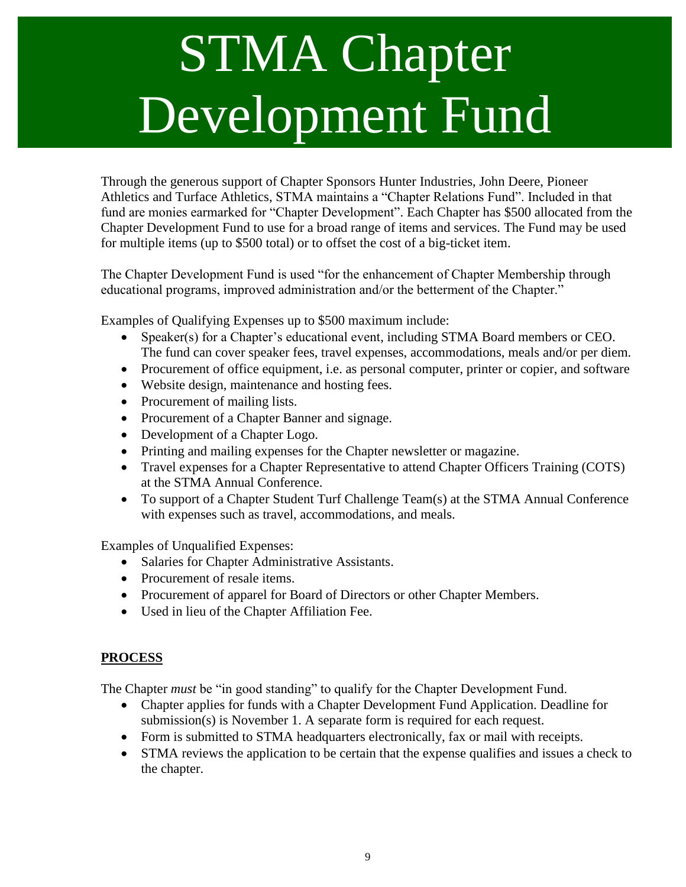# STMA Chapter Development Fund

Through the generous support of Chapter Sponsors Hunter Industries, John Deere, Pioneer Athletics and Turface Athletics, STMA maintains a "Chapter Relations Fund". Included in that fund are monies earmarked for "Chapter Development". Each Chapter has $500 allocated from the Chapter Development Fund to use for a broad range of items and services. The Fund may be used for multiple items (up to $500 total) or to offset the cost of a big-ticket item.

The Chapter Development Fund is used "for the enhancement of Chapter Membership through educational programs, improved administration and/or the betterment of the Chapter."

Examples of Qualifying Expenses up to $500 maximum include:

- Speaker(s) for a Chapter's educational event, including STMA Board members or CEO. The fund can cover speaker fees, travel expenses, accommodations, meals and/or per diem.
- Procurement of office equipment, i.e. as personal computer, printer or copier, and software
- Website design, maintenance and hosting fees.
- Procurement of mailing lists.
- Procurement of a Chapter Banner and signage.
- Development of a Chapter Logo.
- Printing and mailing expenses for the Chapter newsletter or magazine.
- Travel expenses for a Chapter Representative to attend Chapter Officers Training (COTS) at the STMA Annual Conference.
- To support of a Chapter Student Turf Challenge Team(s) at the STMA Annual Conference with expenses such as travel, accommodations, and meals.

Examples of Unqualified Expenses:

- Salaries for Chapter Administrative Assistants.
- Procurement of resale items.
- Procurement of apparel for Board of Directors or other Chapter Members.
- Used in lieu of the Chapter Affiliation Fee.

## PROCESS

The Chapter *must* be "in good standing" to qualify for the Chapter Development Fund.

- Chapter applies for funds with a Chapter Development Fund Application. Deadline for submission(s) is November 1. A separate form is required for each request.
- Form is submitted to STMA headquarters electronically, fax or mail with receipts.
- STMA reviews the application to be certain that the expense qualifies and issues a check to the chapter.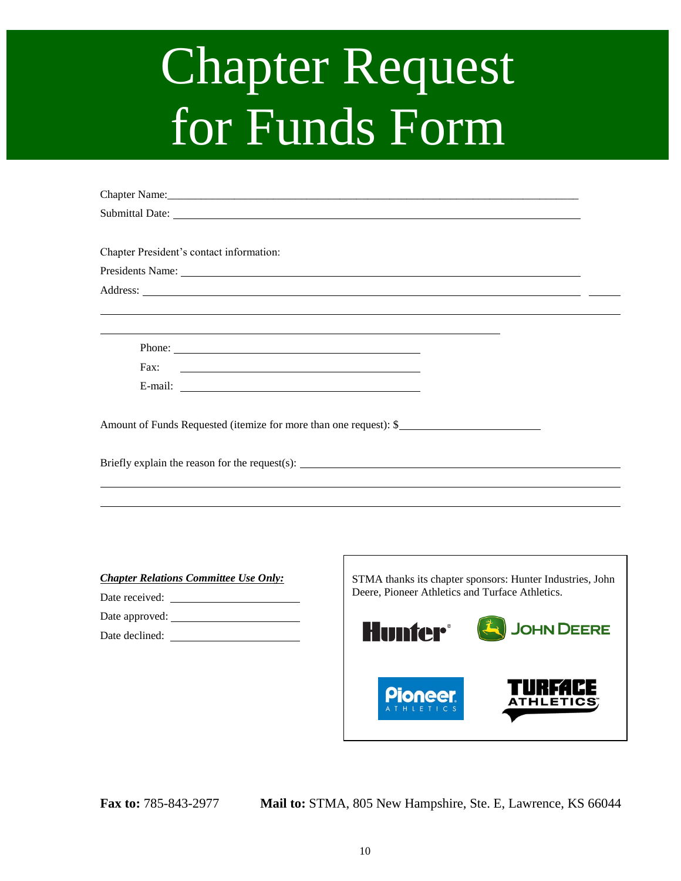# Chapter Request for Funds Form

Chapter Name:\_\_\_\_\_\_\_\_\_\_\_\_\_\_\_\_\_\_\_\_\_\_\_\_\_\_\_\_\_\_\_\_\_\_\_\_\_\_\_\_

Submittal Date: \_\_\_\_\_\_\_\_\_\_\_\_\_\_\_\_\_\_\_\_\_\_\_\_\_\_\_\_\_\_\_\_\_\_\_\_\_\_\_\_

Chapter President's contact information:

Presidents Name: \_\_\_\_\_\_\_\_\_\_\_\_\_\_\_\_\_\_\_\_\_\_\_\_\_\_\_\_\_\_\_\_\_\_\_\_\_\_\_\_

Address: \_\_\_\_\_\_\_\_\_\_\_\_\_\_\_\_\_\_\_\_\_\_\_\_\_\_\_\_\_\_\_\_\_\_\_\_\_\_\_\_

\_\_\_\_\_\_\_\_\_\_\_\_\_\_\_\_\_\_\_\_\_\_\_\_\_\_\_\_\_\_\_\_\_\_\_\_\_\_\_\_

\_\_\_\_\_\_\_\_\_\_\_\_\_\_\_\_\_\_\_\_\_\_\_\_\_\_\_\_\_\_\_\_\_\_\_\_\_\_\_\_

Phone: \_\_\_\_\_\_\_\_\_\_\_\_\_\_\_\_\_\_\_\_\_\_\_\_\_\_\_\_

Fax: \_\_\_\_\_\_\_\_\_\_\_\_\_\_\_\_\_\_\_\_\_\_\_\_\_\_\_\_

E-mail: \_\_\_\_\_\_\_\_\_\_\_\_\_\_\_\_\_\_\_\_\_\_\_\_\_\_\_\_

Amount of Funds Requested (itemize for more than one request): $\_\_\_\_\_\_\_\_\_\_\_\_\_\_\_\_\_\_\_\_

Briefly explain the reason for the request(s): \_\_\_\_\_\_\_\_\_\_\_\_\_\_\_\_\_\_\_\_\_\_\_\_\_\_\_\_\_\_\_\_\_\_\_\_

\_\_\_\_\_\_\_\_\_\_\_\_\_\_\_\_\_\_\_\_\_\_\_\_\_\_\_\_\_\_\_\_\_\_\_\_\_\_\_\_

\_\_\_\_\_\_\_\_\_\_\_\_\_\_\_\_\_\_\_\_\_\_\_\_\_\_\_\_\_\_\_\_\_\_\_\_\_\_\_\_

***Chapter Relations Committee Use Only:***

Date received: \_\_\_\_\_\_\_\_\_\_\_\_\_\_\_\_\_\_\_\_

Date approved: \_\_\_\_\_\_\_\_\_\_\_\_\_\_\_\_\_\_\_\_

Date declined: \_\_\_\_\_\_\_\_\_\_\_\_\_\_\_\_\_\_\_\_

STMA thanks its chapter sponsors: Hunter Industries, John Deere, Pioneer Athletics and Turface Athletics.

**Fax to:** 785-843-2977 **Mail to:** STMA, 805 New Hampshire, Ste. E, Lawrence, KS 66044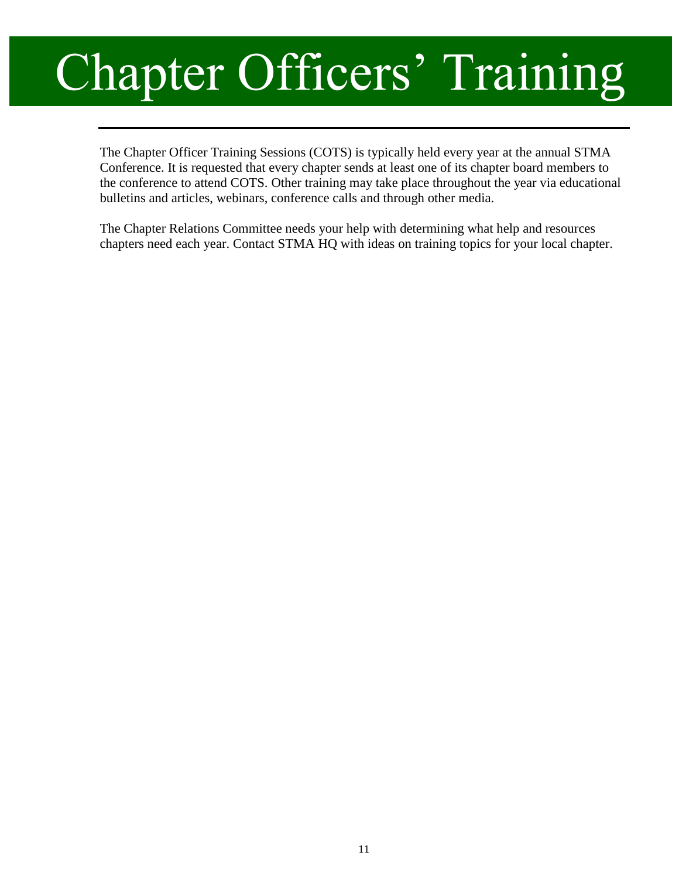# Chapter Officers' Training

The Chapter Officer Training Sessions (COTS) is typically held every year at the annual STMA Conference. It is requested that every chapter sends at least one of its chapter board members to the conference to attend COTS. Other training may take place throughout the year via educational bulletins and articles, webinars, conference calls and through other media.

The Chapter Relations Committee needs your help with determining what help and resources chapters need each year. Contact STMA HQ with ideas on training topics for your local chapter.